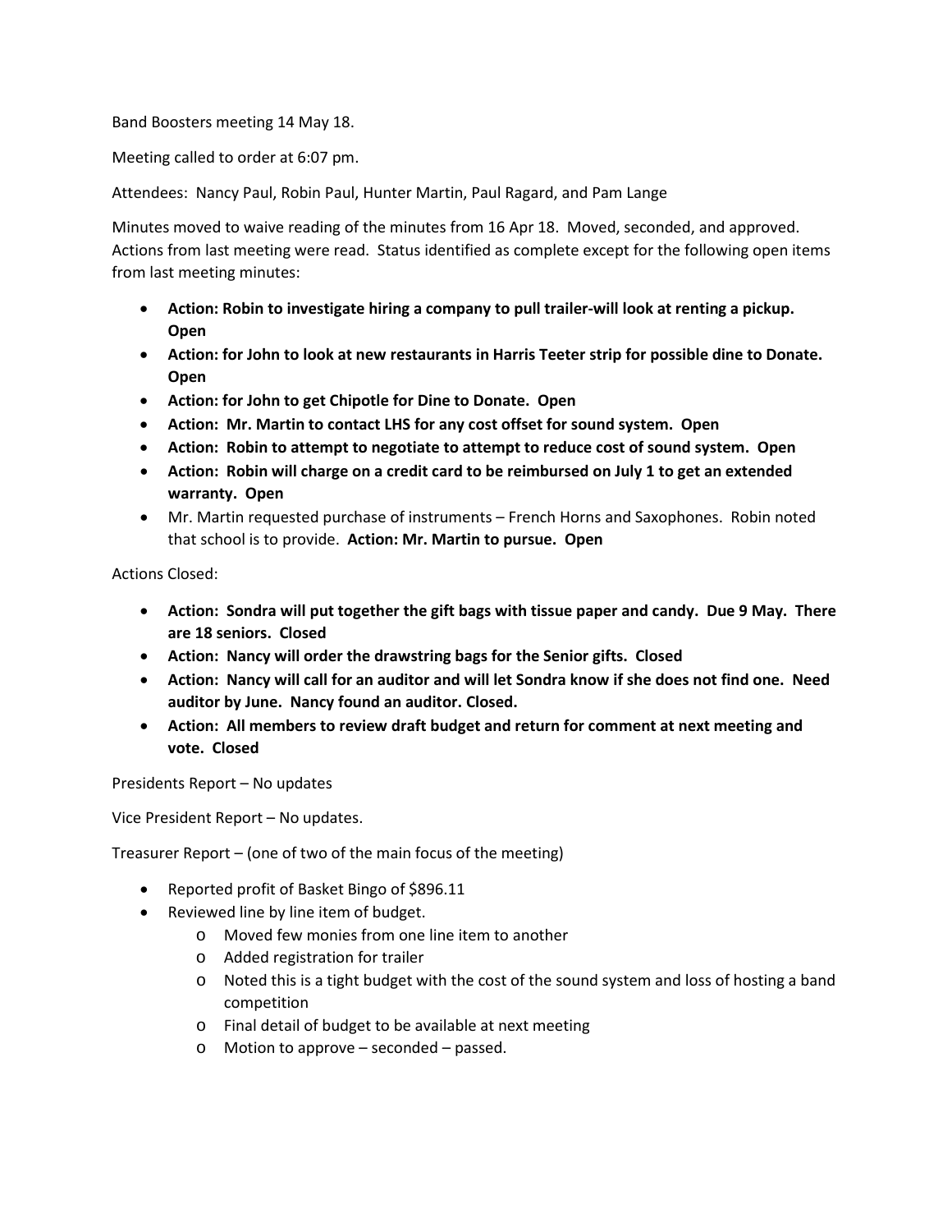Band Boosters meeting 14 May 18.

Meeting called to order at 6:07 pm.

Attendees: Nancy Paul, Robin Paul, Hunter Martin, Paul Ragard, and Pam Lange

Minutes moved to waive reading of the minutes from 16 Apr 18. Moved, seconded, and approved. Actions from last meeting were read. Status identified as complete except for the following open items from last meeting minutes:

- **Action: Robin to investigate hiring a company to pull trailer-will look at renting a pickup. Open**
- **Action: for John to look at new restaurants in Harris Teeter strip for possible dine to Donate. Open**
- **Action: for John to get Chipotle for Dine to Donate. Open**
- **Action: Mr. Martin to contact LHS for any cost offset for sound system. Open**
- **Action: Robin to attempt to negotiate to attempt to reduce cost of sound system. Open**
- **Action: Robin will charge on a credit card to be reimbursed on July 1 to get an extended warranty. Open**
- Mr. Martin requested purchase of instruments – French Horns and Saxophones. Robin noted that school is to provide. **Action: Mr. Martin to pursue. Open**

Actions Closed:

- **Action: Sondra will put together the gift bags with tissue paper and candy. Due 9 May. There are 18 seniors. Closed**
- **Action: Nancy will order the drawstring bags for the Senior gifts. Closed**
- **Action: Nancy will call for an auditor and will let Sondra know if she does not find one. Need auditor by June. Nancy found an auditor. Closed.**
- **Action: All members to review draft budget and return for comment at next meeting and vote. Closed**

Presidents Report – No updates

Vice President Report – No updates.

Treasurer Report – (one of two of the main focus of the meeting)

- Reported profit of Basket Bingo of $896.11
- Reviewed line by line item of budget.
  - Moved few monies from one line item to another
  - Added registration for trailer
  - Noted this is a tight budget with the cost of the sound system and loss of hosting a band competition
  - Final detail of budget to be available at next meeting
  - Motion to approve – seconded – passed.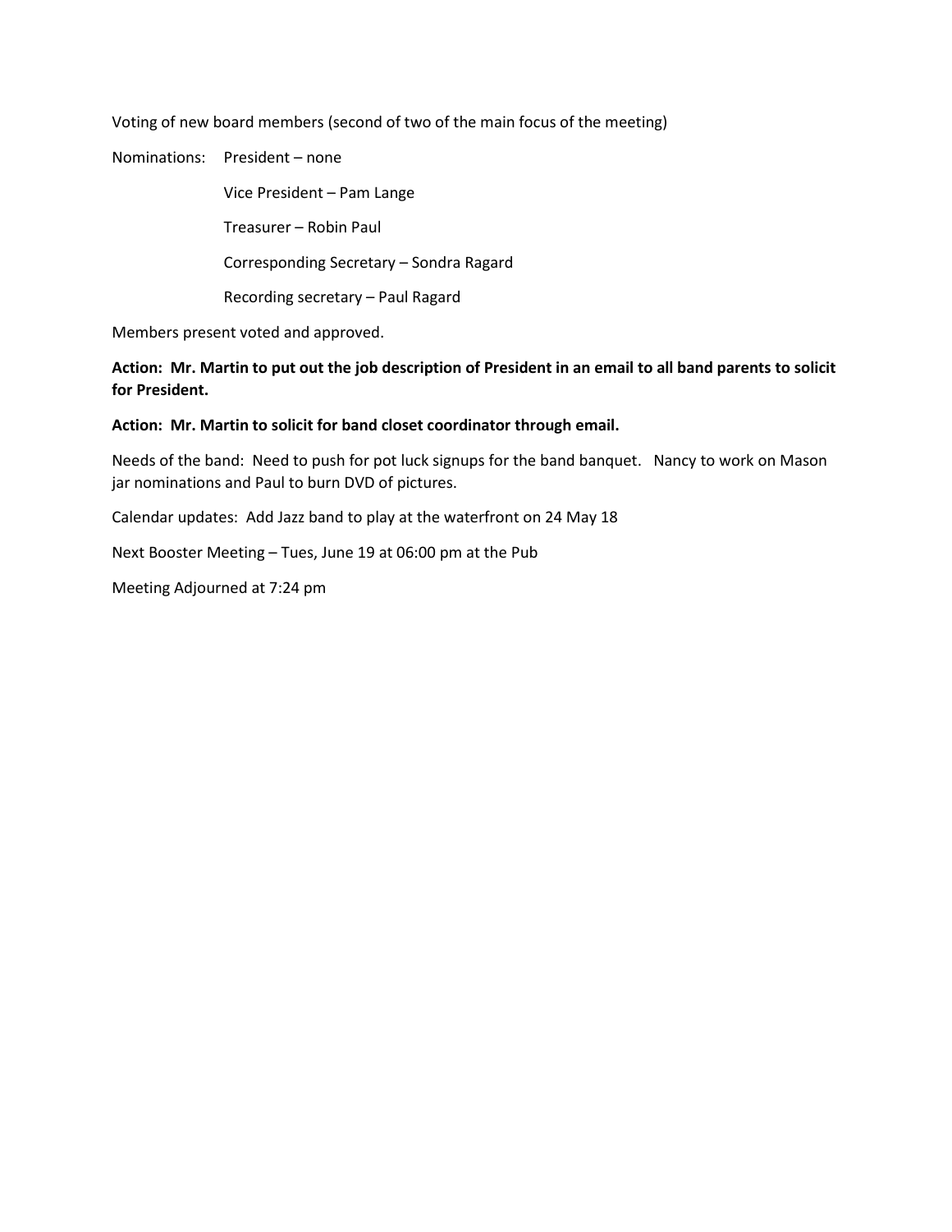Voting of new board members (second of two of the main focus of the meeting)

Nominations: President – none

Vice President – Pam Lange

Treasurer – Robin Paul

Corresponding Secretary – Sondra Ragard

Recording secretary – Paul Ragard

Members present voted and approved.

**Action: Mr. Martin to put out the job description of President in an email to all band parents to solicit for President.**

**Action: Mr. Martin to solicit for band closet coordinator through email.**

Needs of the band: Need to push for pot luck signups for the band banquet. Nancy to work on Mason jar nominations and Paul to burn DVD of pictures.

Calendar updates: Add Jazz band to play at the waterfront on 24 May 18

Next Booster Meeting – Tues, June 19 at 06:00 pm at the Pub

Meeting Adjourned at 7:24 pm